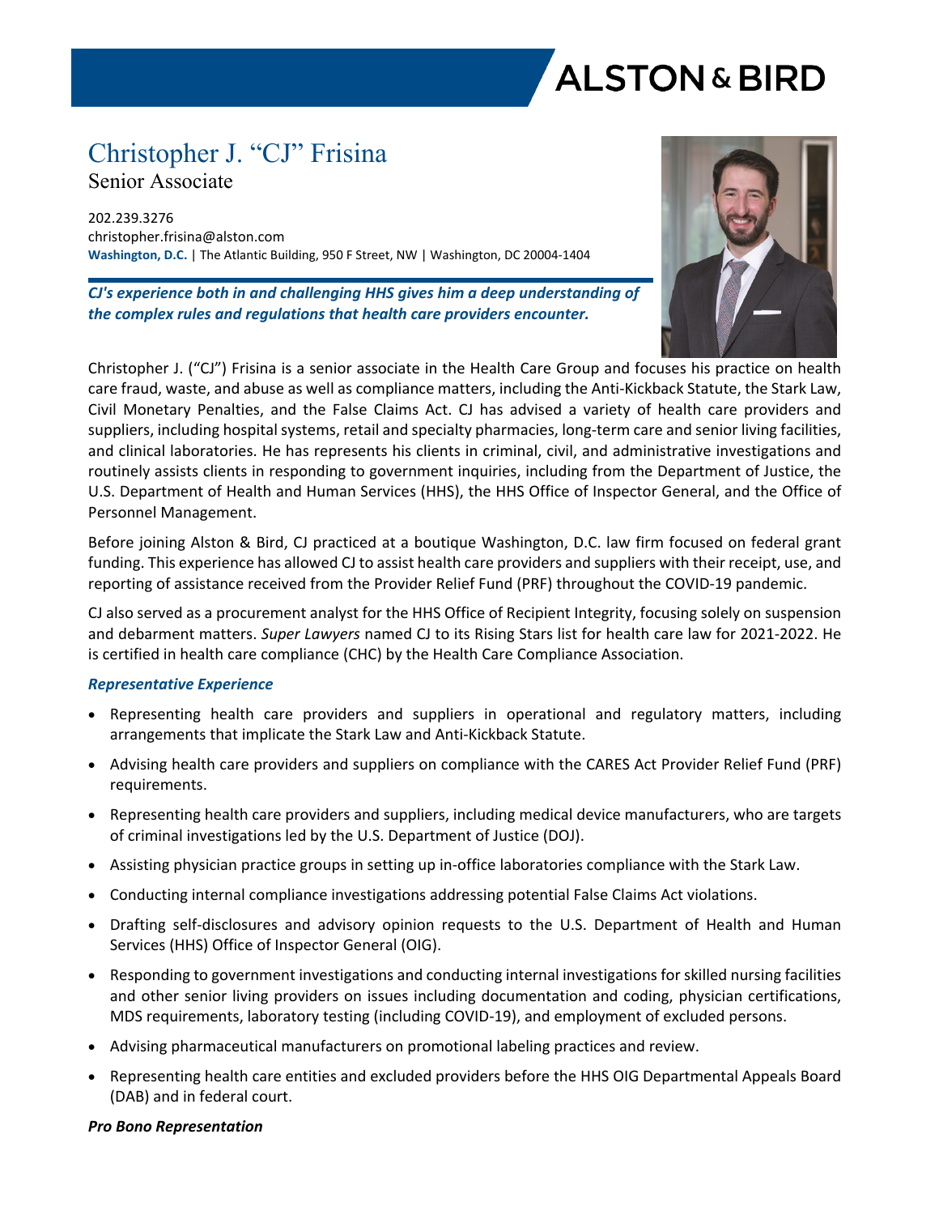# Christopher J. "CJ" Frisina

Senior Associate

202.239.3276
christopher.frisina@alston.com
**Washington, D.C.** | The Atlantic Building, 950 F Street, NW | Washington, DC 20004-1404

***CJ's experience both in and challenging HHS gives him a deep understanding of the complex rules and regulations that health care providers encounter.***

Christopher J. ("CJ") Frisina is a senior associate in the Health Care Group and focuses his practice on health care fraud, waste, and abuse as well as compliance matters, including the Anti-Kickback Statute, the Stark Law, Civil Monetary Penalties, and the False Claims Act. CJ has advised a variety of health care providers and suppliers, including hospital systems, retail and specialty pharmacies, long-term care and senior living facilities, and clinical laboratories. He has represents his clients in criminal, civil, and administrative investigations and routinely assists clients in responding to government inquiries, including from the Department of Justice, the U.S. Department of Health and Human Services (HHS), the HHS Office of Inspector General, and the Office of Personnel Management.

Before joining Alston & Bird, CJ practiced at a boutique Washington, D.C. law firm focused on federal grant funding. This experience has allowed CJ to assist health care providers and suppliers with their receipt, use, and reporting of assistance received from the Provider Relief Fund (PRF) throughout the COVID-19 pandemic.

CJ also served as a procurement analyst for the HHS Office of Recipient Integrity, focusing solely on suspension and debarment matters. *Super Lawyers* named CJ to its Rising Stars list for health care law for 2021-2022. He is certified in health care compliance (CHC) by the Health Care Compliance Association.

### *Representative Experience*

- Representing health care providers and suppliers in operational and regulatory matters, including arrangements that implicate the Stark Law and Anti-Kickback Statute.
- Advising health care providers and suppliers on compliance with the CARES Act Provider Relief Fund (PRF) requirements.
- Representing health care providers and suppliers, including medical device manufacturers, who are targets of criminal investigations led by the U.S. Department of Justice (DOJ).
- Assisting physician practice groups in setting up in-office laboratories compliance with the Stark Law.
- Conducting internal compliance investigations addressing potential False Claims Act violations.
- Drafting self-disclosures and advisory opinion requests to the U.S. Department of Health and Human Services (HHS) Office of Inspector General (OIG).
- Responding to government investigations and conducting internal investigations for skilled nursing facilities and other senior living providers on issues including documentation and coding, physician certifications, MDS requirements, laboratory testing (including COVID-19), and employment of excluded persons.
- Advising pharmaceutical manufacturers on promotional labeling practices and review.
- Representing health care entities and excluded providers before the HHS OIG Departmental Appeals Board (DAB) and in federal court.

### *Pro Bono Representation*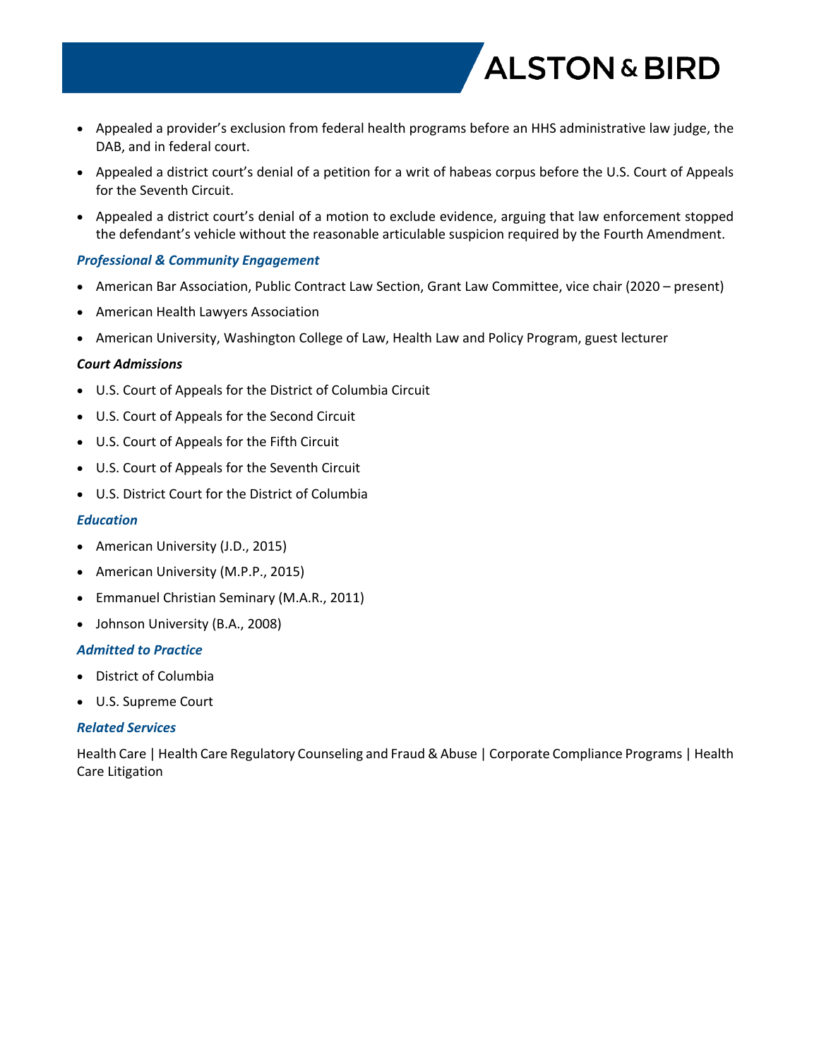- Appealed a provider's exclusion from federal health programs before an HHS administrative law judge, the DAB, and in federal court.
- Appealed a district court's denial of a petition for a writ of habeas corpus before the U.S. Court of Appeals for the Seventh Circuit.
- Appealed a district court's denial of a motion to exclude evidence, arguing that law enforcement stopped the defendant's vehicle without the reasonable articulable suspicion required by the Fourth Amendment.

***Professional & Community Engagement***

- American Bar Association, Public Contract Law Section, Grant Law Committee, vice chair (2020 – present)
- American Health Lawyers Association
- American University, Washington College of Law, Health Law and Policy Program, guest lecturer

***Court Admissions***

- U.S. Court of Appeals for the District of Columbia Circuit
- U.S. Court of Appeals for the Second Circuit
- U.S. Court of Appeals for the Fifth Circuit
- U.S. Court of Appeals for the Seventh Circuit
- U.S. District Court for the District of Columbia

***Education***

- American University (J.D., 2015)
- American University (M.P.P., 2015)
- Emmanuel Christian Seminary (M.A.R., 2011)
- Johnson University (B.A., 2008)

***Admitted to Practice***

- District of Columbia
- U.S. Supreme Court

***Related Services***

Health Care | Health Care Regulatory Counseling and Fraud & Abuse | Corporate Compliance Programs | Health Care Litigation